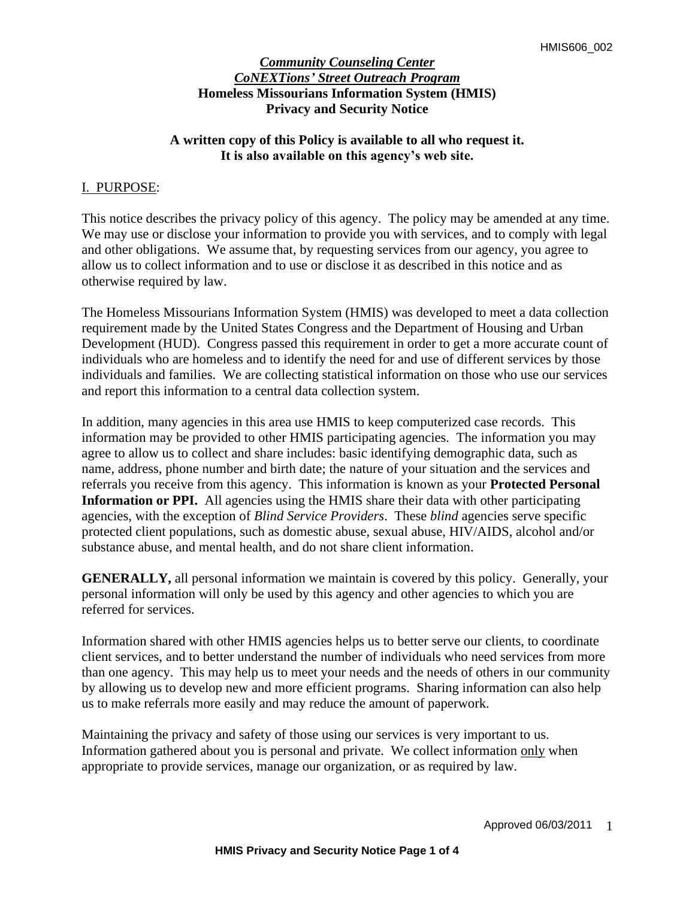# ***Community Counseling Center***
# ***CoNEXTions' Street Outreach Program***
# Homeless Missourians Information System (HMIS)
# Privacy and Security Notice

**A written copy of this Policy is available to all who request it.**
**It is also available on this agency's web site.**

## I. PURPOSE:

This notice describes the privacy policy of this agency. The policy may be amended at any time. We may use or disclose your information to provide you with services, and to comply with legal and other obligations. We assume that, by requesting services from our agency, you agree to allow us to collect information and to use or disclose it as described in this notice and as otherwise required by law.

The Homeless Missourians Information System (HMIS) was developed to meet a data collection requirement made by the United States Congress and the Department of Housing and Urban Development (HUD). Congress passed this requirement in order to get a more accurate count of individuals who are homeless and to identify the need for and use of different services by those individuals and families. We are collecting statistical information on those who use our services and report this information to a central data collection system.

In addition, many agencies in this area use HMIS to keep computerized case records. This information may be provided to other HMIS participating agencies. The information you may agree to allow us to collect and share includes: basic identifying demographic data, such as name, address, phone number and birth date; the nature of your situation and the services and referrals you receive from this agency. This information is known as your **Protected Personal Information or PPI.** All agencies using the HMIS share their data with other participating agencies, with the exception of *Blind Service Providers*. These *blind* agencies serve specific protected client populations, such as domestic abuse, sexual abuse, HIV/AIDS, alcohol and/or substance abuse, and mental health, and do not share client information.

**GENERALLY,** all personal information we maintain is covered by this policy. Generally, your personal information will only be used by this agency and other agencies to which you are referred for services.

Information shared with other HMIS agencies helps us to better serve our clients, to coordinate client services, and to better understand the number of individuals who need services from more than one agency. This may help us to meet your needs and the needs of others in our community by allowing us to develop new and more efficient programs. Sharing information can also help us to make referrals more easily and may reduce the amount of paperwork.

Maintaining the privacy and safety of those using our services is very important to us. Information gathered about you is personal and private. We collect information only when appropriate to provide services, manage our organization, or as required by law.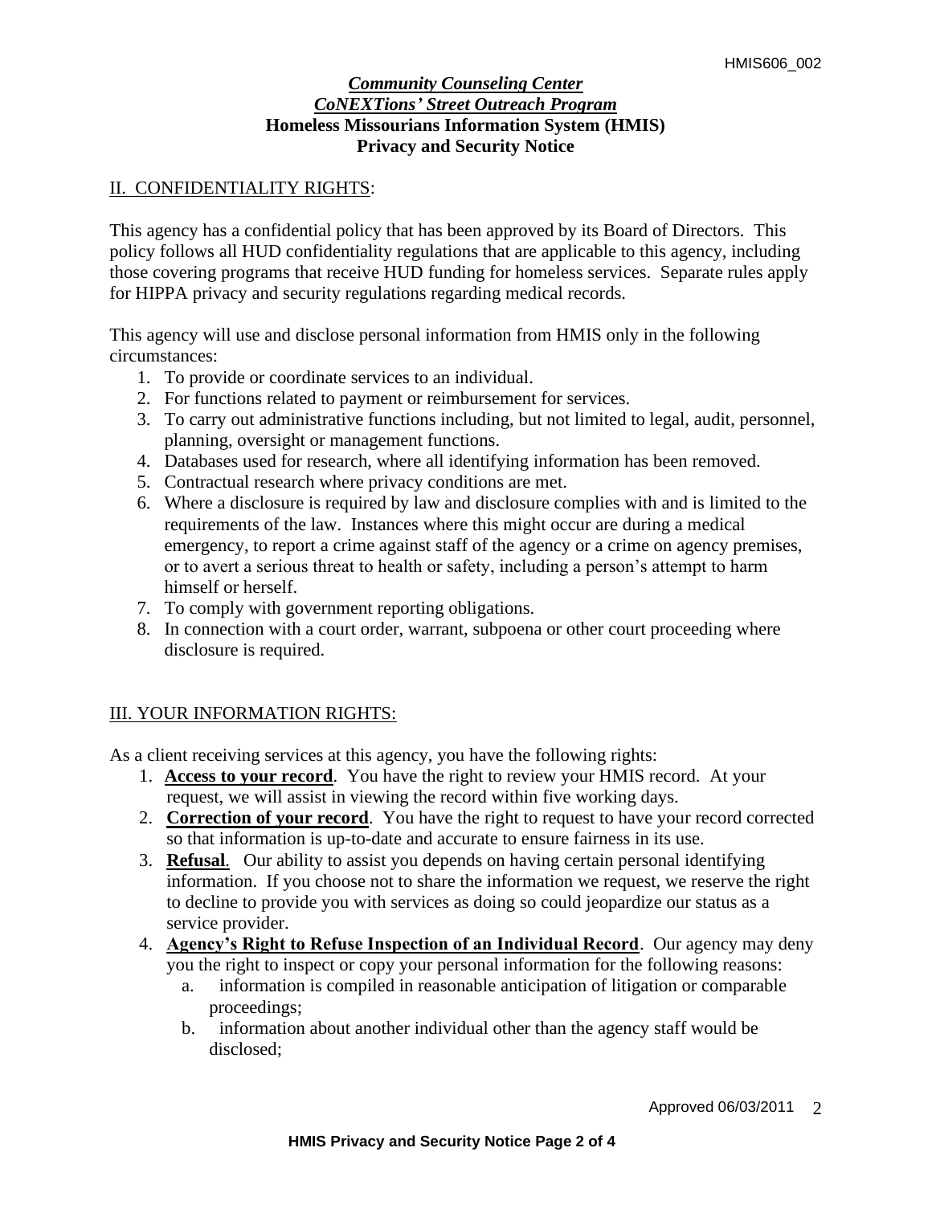**_Community Counseling Center_**
**_CoNEXTions' Street Outreach Program_**
**Homeless Missourians Information System (HMIS)**
**Privacy and Security Notice**

## II. CONFIDENTIALITY RIGHTS:

This agency has a confidential policy that has been approved by its Board of Directors. This policy follows all HUD confidentiality regulations that are applicable to this agency, including those covering programs that receive HUD funding for homeless services. Separate rules apply for HIPPA privacy and security regulations regarding medical records.

This agency will use and disclose personal information from HMIS only in the following circumstances:

1. To provide or coordinate services to an individual.
2. For functions related to payment or reimbursement for services.
3. To carry out administrative functions including, but not limited to legal, audit, personnel, planning, oversight or management functions.
4. Databases used for research, where all identifying information has been removed.
5. Contractual research where privacy conditions are met.
6. Where a disclosure is required by law and disclosure complies with and is limited to the requirements of the law. Instances where this might occur are during a medical emergency, to report a crime against staff of the agency or a crime on agency premises, or to avert a serious threat to health or safety, including a person's attempt to harm himself or herself.
7. To comply with government reporting obligations.
8. In connection with a court order, warrant, subpoena or other court proceeding where disclosure is required.

## III. YOUR INFORMATION RIGHTS:

As a client receiving services at this agency, you have the following rights:

1. **Access to your record**. You have the right to review your HMIS record. At your request, we will assist in viewing the record within five working days.
2. **Correction of your record**. You have the right to request to have your record corrected so that information is up-to-date and accurate to ensure fairness in its use.
3. **Refusal**. Our ability to assist you depends on having certain personal identifying information. If you choose not to share the information we request, we reserve the right to decline to provide you with services as doing so could jeopardize our status as a service provider.
4. **Agency's Right to Refuse Inspection of an Individual Record**. Our agency may deny you the right to inspect or copy your personal information for the following reasons:
   a. information is compiled in reasonable anticipation of litigation or comparable proceedings;
   b. information about another individual other than the agency staff would be disclosed;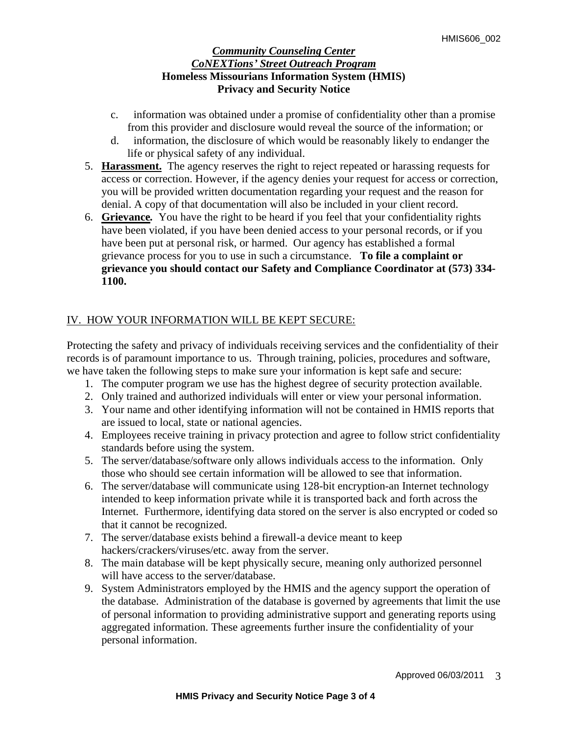***Community Counseling Center***
***CoNEXTions' Street Outreach Program***
**Homeless Missourians Information System (HMIS)**
**Privacy and Security Notice**

c. information was obtained under a promise of confidentiality other than a promise from this provider and disclosure would reveal the source of the information; or

d. information, the disclosure of which would be reasonably likely to endanger the life or physical safety of any individual.

5. **Harassment.** The agency reserves the right to reject repeated or harassing requests for access or correction. However, if the agency denies your request for access or correction, you will be provided written documentation regarding your request and the reason for denial. A copy of that documentation will also be included in your client record.
6. **Grievance.** You have the right to be heard if you feel that your confidentiality rights have been violated, if you have been denied access to your personal records, or if you have been put at personal risk, or harmed. Our agency has established a formal grievance process for you to use in such a circumstance. **To file a complaint or grievance you should contact our Safety and Compliance Coordinator at (573) 334-1100.**

## IV. HOW YOUR INFORMATION WILL BE KEPT SECURE:

Protecting the safety and privacy of individuals receiving services and the confidentiality of their records is of paramount importance to us. Through training, policies, procedures and software, we have taken the following steps to make sure your information is kept safe and secure:

1. The computer program we use has the highest degree of security protection available.
2. Only trained and authorized individuals will enter or view your personal information.
3. Your name and other identifying information will not be contained in HMIS reports that are issued to local, state or national agencies.
4. Employees receive training in privacy protection and agree to follow strict confidentiality standards before using the system.
5. The server/database/software only allows individuals access to the information. Only those who should see certain information will be allowed to see that information.
6. The server/database will communicate using 128-bit encryption-an Internet technology intended to keep information private while it is transported back and forth across the Internet. Furthermore, identifying data stored on the server is also encrypted or coded so that it cannot be recognized.
7. The server/database exists behind a firewall-a device meant to keep hackers/crackers/viruses/etc. away from the server.
8. The main database will be kept physically secure, meaning only authorized personnel will have access to the server/database.
9. System Administrators employed by the HMIS and the agency support the operation of the database. Administration of the database is governed by agreements that limit the use of personal information to providing administrative support and generating reports using aggregated information. These agreements further insure the confidentiality of your personal information.

Approved 06/03/2011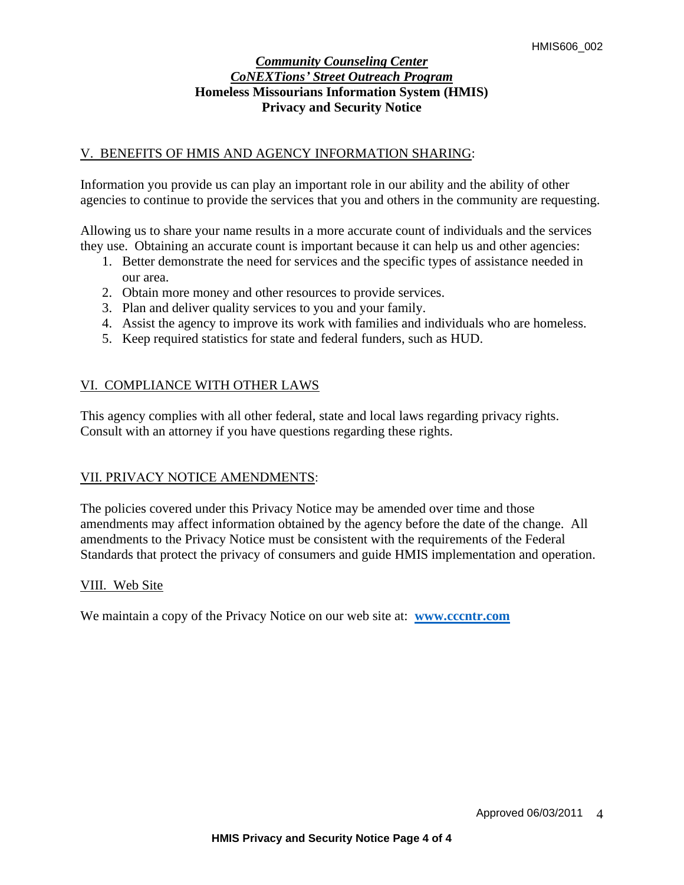**_Community Counseling Center_**
**_CoNEXTions' Street Outreach Program_**
**Homeless Missourians Information System (HMIS)**
**Privacy and Security Notice**

## V. BENEFITS OF HMIS AND AGENCY INFORMATION SHARING:

Information you provide us can play an important role in our ability and the ability of other agencies to continue to provide the services that you and others in the community are requesting.

Allowing us to share your name results in a more accurate count of individuals and the services they use. Obtaining an accurate count is important because it can help us and other agencies:

1. Better demonstrate the need for services and the specific types of assistance needed in our area.
2. Obtain more money and other resources to provide services.
3. Plan and deliver quality services to you and your family.
4. Assist the agency to improve its work with families and individuals who are homeless.
5. Keep required statistics for state and federal funders, such as HUD.

## VI. COMPLIANCE WITH OTHER LAWS

This agency complies with all other federal, state and local laws regarding privacy rights. Consult with an attorney if you have questions regarding these rights.

## VII. PRIVACY NOTICE AMENDMENTS:

The policies covered under this Privacy Notice may be amended over time and those amendments may affect information obtained by the agency before the date of the change. All amendments to the Privacy Notice must be consistent with the requirements of the Federal Standards that protect the privacy of consumers and guide HMIS implementation and operation.

## VIII. Web Site

We maintain a copy of the Privacy Notice on our web site at: **www.cccntr.com**

Approved 06/03/2011